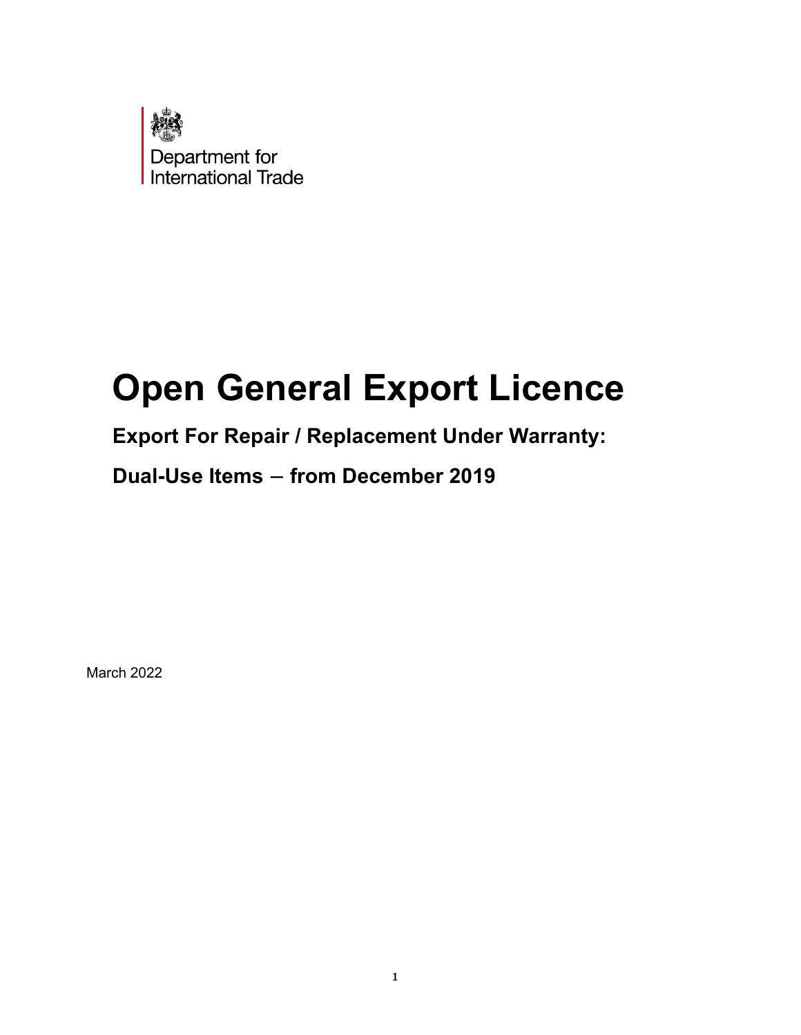Department for
International Trade

# Open General Export Licence

## Export For Repair / Replacement Under Warranty:

## Dual-Use Items – from December 2019

March 2022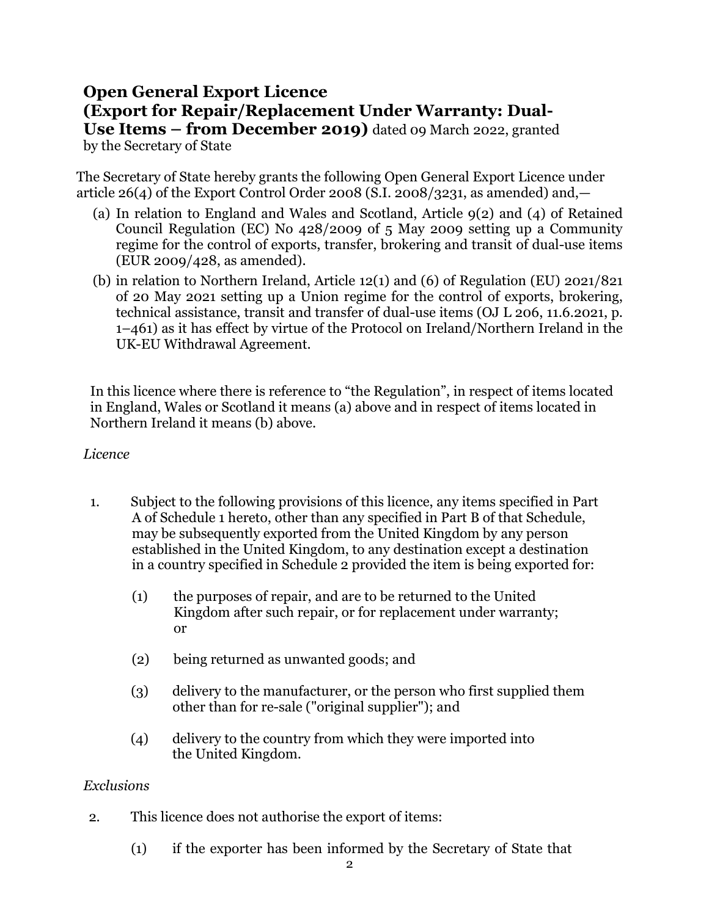# Open General Export Licence (Export for Repair/Replacement Under Warranty: Dual-Use Items – from December 2019) dated 09 March 2022, granted by the Secretary of State

The Secretary of State hereby grants the following Open General Export Licence under article 26(4) of the Export Control Order 2008 (S.I. 2008/3231, as amended) and,—

(a) In relation to England and Wales and Scotland, Article 9(2) and (4) of Retained Council Regulation (EC) No 428/2009 of 5 May 2009 setting up a Community regime for the control of exports, transfer, brokering and transit of dual-use items (EUR 2009/428, as amended).

(b) in relation to Northern Ireland, Article 12(1) and (6) of Regulation (EU) 2021/821 of 20 May 2021 setting up a Union regime for the control of exports, brokering, technical assistance, transit and transfer of dual-use items (OJ L 206, 11.6.2021, p. 1–461) as it has effect by virtue of the Protocol on Ireland/Northern Ireland in the UK-EU Withdrawal Agreement.

In this licence where there is reference to "the Regulation", in respect of items located in England, Wales or Scotland it means (a) above and in respect of items located in Northern Ireland it means (b) above.

*Licence*

1. Subject to the following provisions of this licence, any items specified in Part A of Schedule 1 hereto, other than any specified in Part B of that Schedule, may be subsequently exported from the United Kingdom by any person established in the United Kingdom, to any destination except a destination in a country specified in Schedule 2 provided the item is being exported for:

   (1) the purposes of repair, and are to be returned to the United Kingdom after such repair, or for replacement under warranty; or

   (2) being returned as unwanted goods; and

   (3) delivery to the manufacturer, or the person who first supplied them other than for re-sale ("original supplier"); and

   (4) delivery to the country from which they were imported into the United Kingdom.

*Exclusions*

2. This licence does not authorise the export of items:

   (1) if the exporter has been informed by the Secretary of State that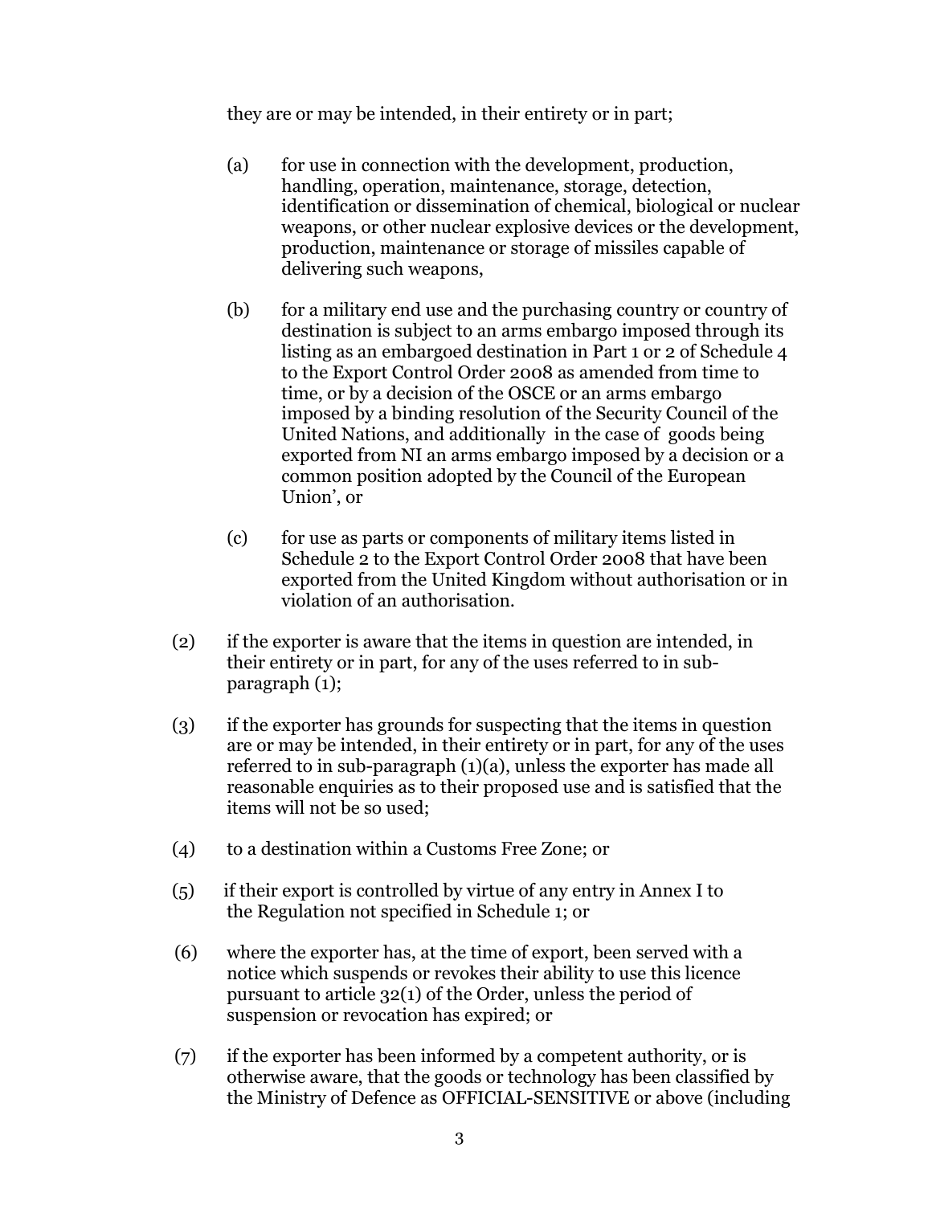they are or may be intended, in their entirety or in part;

(a) for use in connection with the development, production, handling, operation, maintenance, storage, detection, identification or dissemination of chemical, biological or nuclear weapons, or other nuclear explosive devices or the development, production, maintenance or storage of missiles capable of delivering such weapons,

(b) for a military end use and the purchasing country or country of destination is subject to an arms embargo imposed through its listing as an embargoed destination in Part 1 or 2 of Schedule 4 to the Export Control Order 2008 as amended from time to time, or by a decision of the OSCE or an arms embargo imposed by a binding resolution of the Security Council of the United Nations, and additionally in the case of goods being exported from NI an arms embargo imposed by a decision or a common position adopted by the Council of the European Union', or

(c) for use as parts or components of military items listed in Schedule 2 to the Export Control Order 2008 that have been exported from the United Kingdom without authorisation or in violation of an authorisation.

(2) if the exporter is aware that the items in question are intended, in their entirety or in part, for any of the uses referred to in sub-paragraph (1);

(3) if the exporter has grounds for suspecting that the items in question are or may be intended, in their entirety or in part, for any of the uses referred to in sub-paragraph (1)(a), unless the exporter has made all reasonable enquiries as to their proposed use and is satisfied that the items will not be so used;

(4) to a destination within a Customs Free Zone; or

(5) if their export is controlled by virtue of any entry in Annex I to the Regulation not specified in Schedule 1; or

(6) where the exporter has, at the time of export, been served with a notice which suspends or revokes their ability to use this licence pursuant to article 32(1) of the Order, unless the period of suspension or revocation has expired; or

(7) if the exporter has been informed by a competent authority, or is otherwise aware, that the goods or technology has been classified by the Ministry of Defence as OFFICIAL-SENSITIVE or above (including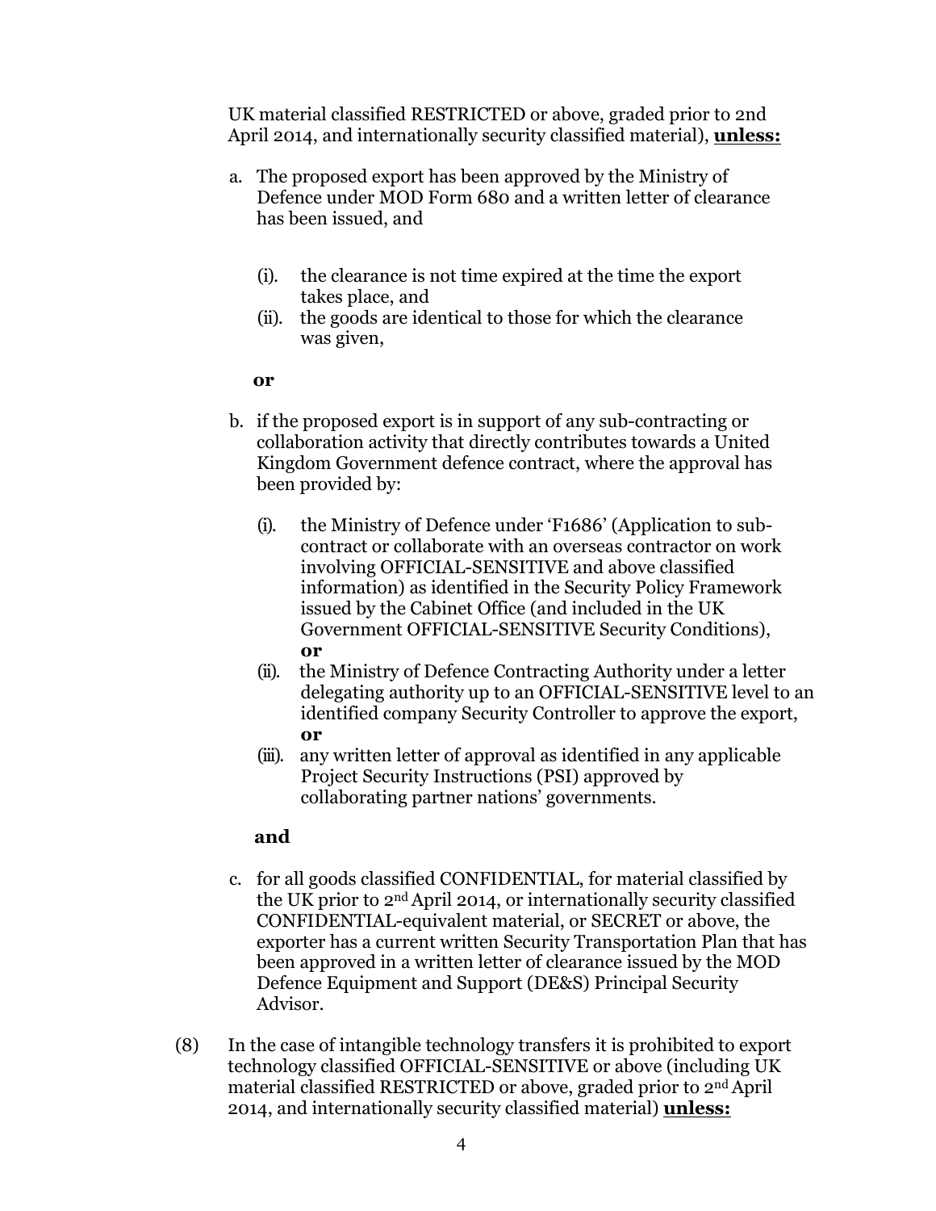UK material classified RESTRICTED or above, graded prior to 2nd April 2014, and internationally security classified material), **unless:**

a. The proposed export has been approved by the Ministry of Defence under MOD Form 680 and a written letter of clearance has been issued, and

   (i). the clearance is not time expired at the time the export takes place, and
   
   (ii). the goods are identical to those for which the clearance was given,

   **or**

b. if the proposed export is in support of any sub-contracting or collaboration activity that directly contributes towards a United Kingdom Government defence contract, where the approval has been provided by:

   (i). the Ministry of Defence under 'F1686' (Application to sub-contract or collaborate with an overseas contractor on work involving OFFICIAL-SENSITIVE and above classified information) as identified in the Security Policy Framework issued by the Cabinet Office (and included in the UK Government OFFICIAL-SENSITIVE Security Conditions), **or**
   
   (ii). the Ministry of Defence Contracting Authority under a letter delegating authority up to an OFFICIAL-SENSITIVE level to an identified company Security Controller to approve the export, **or**
   
   (iii). any written letter of approval as identified in any applicable Project Security Instructions (PSI) approved by collaborating partner nations' governments.

   **and**

c. for all goods classified CONFIDENTIAL, for material classified by the UK prior to 2nd April 2014, or internationally security classified CONFIDENTIAL-equivalent material, or SECRET or above, the exporter has a current written Security Transportation Plan that has been approved in a written letter of clearance issued by the MOD Defence Equipment and Support (DE&S) Principal Security Advisor.

(8) In the case of intangible technology transfers it is prohibited to export technology classified OFFICIAL-SENSITIVE or above (including UK material classified RESTRICTED or above, graded prior to 2nd April 2014, and internationally security classified material) **unless:**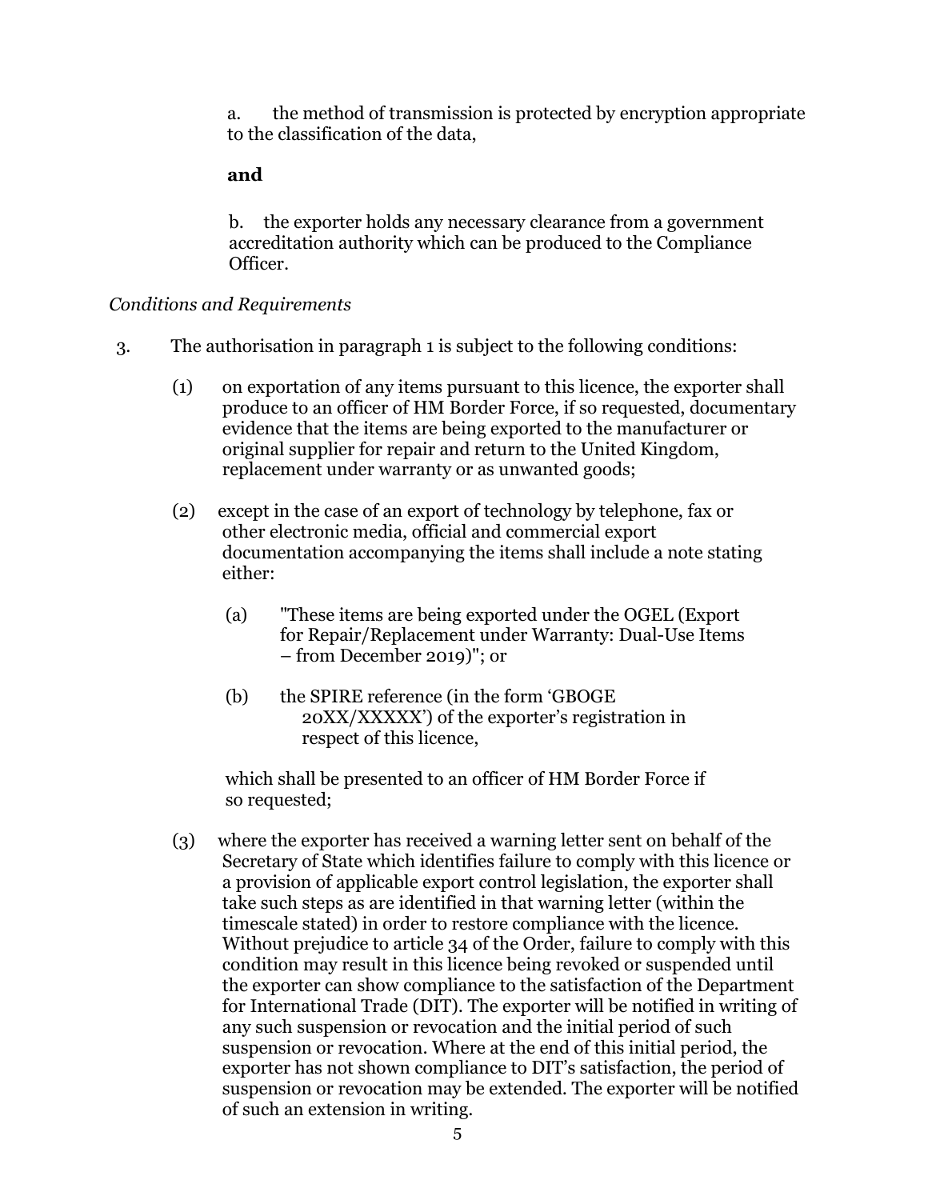a. the method of transmission is protected by encryption appropriate to the classification of the data,

**and**

b. the exporter holds any necessary clearance from a government accreditation authority which can be produced to the Compliance Officer.

*Conditions and Requirements*

3. The authorisation in paragraph 1 is subject to the following conditions:

(1) on exportation of any items pursuant to this licence, the exporter shall produce to an officer of HM Border Force, if so requested, documentary evidence that the items are being exported to the manufacturer or original supplier for repair and return to the United Kingdom, replacement under warranty or as unwanted goods;

(2) except in the case of an export of technology by telephone, fax or other electronic media, official and commercial export documentation accompanying the items shall include a note stating either:

(a) "These items are being exported under the OGEL (Export for Repair/Replacement under Warranty: Dual-Use Items – from December 2019)"; or

(b) the SPIRE reference (in the form 'GBOGE 20XX/XXXXX') of the exporter's registration in respect of this licence,

which shall be presented to an officer of HM Border Force if so requested;

(3) where the exporter has received a warning letter sent on behalf of the Secretary of State which identifies failure to comply with this licence or a provision of applicable export control legislation, the exporter shall take such steps as are identified in that warning letter (within the timescale stated) in order to restore compliance with the licence. Without prejudice to article 34 of the Order, failure to comply with this condition may result in this licence being revoked or suspended until the exporter can show compliance to the satisfaction of the Department for International Trade (DIT). The exporter will be notified in writing of any such suspension or revocation and the initial period of such suspension or revocation. Where at the end of this initial period, the exporter has not shown compliance to DIT's satisfaction, the period of suspension or revocation may be extended. The exporter will be notified of such an extension in writing.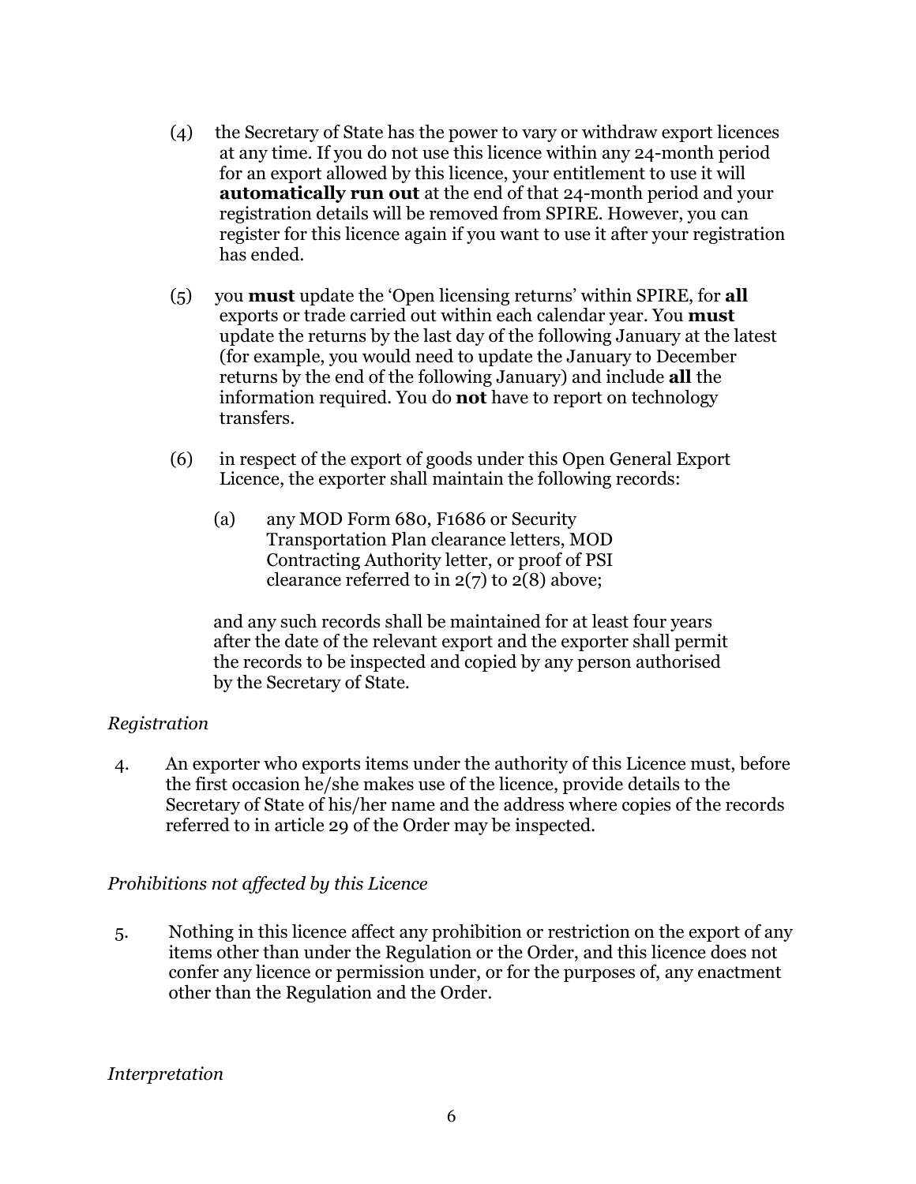(4) the Secretary of State has the power to vary or withdraw export licences at any time. If you do not use this licence within any 24-month period for an export allowed by this licence, your entitlement to use it will **automatically run out** at the end of that 24-month period and your registration details will be removed from SPIRE. However, you can register for this licence again if you want to use it after your registration has ended.

(5) you **must** update the 'Open licensing returns' within SPIRE, for **all** exports or trade carried out within each calendar year. You **must** update the returns by the last day of the following January at the latest (for example, you would need to update the January to December returns by the end of the following January) and include **all** the information required. You do **not** have to report on technology transfers.

(6) in respect of the export of goods under this Open General Export Licence, the exporter shall maintain the following records:

(a) any MOD Form 680, F1686 or Security Transportation Plan clearance letters, MOD Contracting Authority letter, or proof of PSI clearance referred to in 2(7) to 2(8) above;

and any such records shall be maintained for at least four years after the date of the relevant export and the exporter shall permit the records to be inspected and copied by any person authorised by the Secretary of State.

*Registration*

4. An exporter who exports items under the authority of this Licence must, before the first occasion he/she makes use of the licence, provide details to the Secretary of State of his/her name and the address where copies of the records referred to in article 29 of the Order may be inspected.

*Prohibitions not affected by this Licence*

5. Nothing in this licence affect any prohibition or restriction on the export of any items other than under the Regulation or the Order, and this licence does not confer any licence or permission under, or for the purposes of, any enactment other than the Regulation and the Order.

*Interpretation*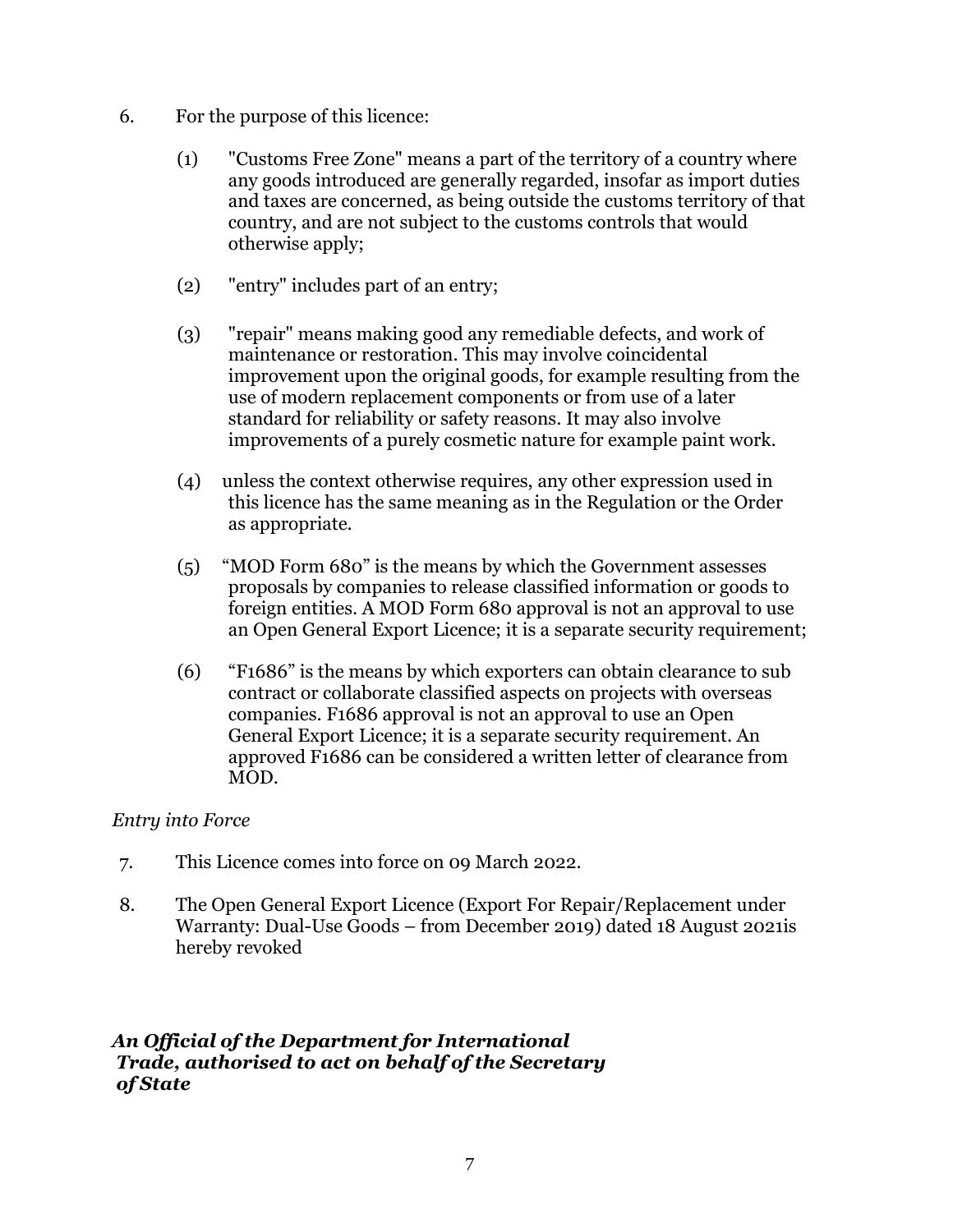6. For the purpose of this licence:

   (1) "Customs Free Zone" means a part of the territory of a country where any goods introduced are generally regarded, insofar as import duties and taxes are concerned, as being outside the customs territory of that country, and are not subject to the customs controls that would otherwise apply;

   (2) "entry" includes part of an entry;

   (3) "repair" means making good any remediable defects, and work of maintenance or restoration. This may involve coincidental improvement upon the original goods, for example resulting from the use of modern replacement components or from use of a later standard for reliability or safety reasons. It may also involve improvements of a purely cosmetic nature for example paint work.

   (4) unless the context otherwise requires, any other expression used in this licence has the same meaning as in the Regulation or the Order as appropriate.

   (5) "MOD Form 680" is the means by which the Government assesses proposals by companies to release classified information or goods to foreign entities. A MOD Form 680 approval is not an approval to use an Open General Export Licence; it is a separate security requirement;

   (6) "F1686" is the means by which exporters can obtain clearance to sub contract or collaborate classified aspects on projects with overseas companies. F1686 approval is not an approval to use an Open General Export Licence; it is a separate security requirement. An approved F1686 can be considered a written letter of clearance from MOD.

*Entry into Force*

7. This Licence comes into force on 09 March 2022.

8. The Open General Export Licence (Export For Repair/Replacement under Warranty: Dual-Use Goods – from December 2019) dated 18 August 2021is hereby revoked

***An Official of the Department for International Trade, authorised to act on behalf of the Secretary of State***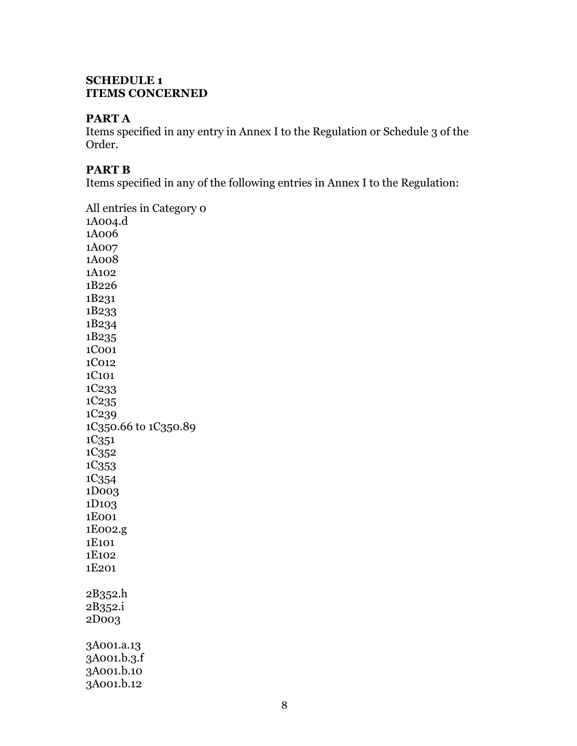**SCHEDULE 1**
**ITEMS CONCERNED**

**PART A**
Items specified in any entry in Annex I to the Regulation or Schedule 3 of the Order.

**PART B**
Items specified in any of the following entries in Annex I to the Regulation:

All entries in Category 0
1A004.d
1A006
1A007
1A008
1A102
1B226
1B231
1B233
1B234
1B235
1C001
1C012
1C101
1C233
1C235
1C239
1C350.66 to 1C350.89
1C351
1C352
1C353
1C354
1D003
1D103
1E001
1E002.g
1E101
1E102
1E201

2B352.h
2B352.i
2D003

3A001.a.13
3A001.b.3.f
3A001.b.10
3A001.b.12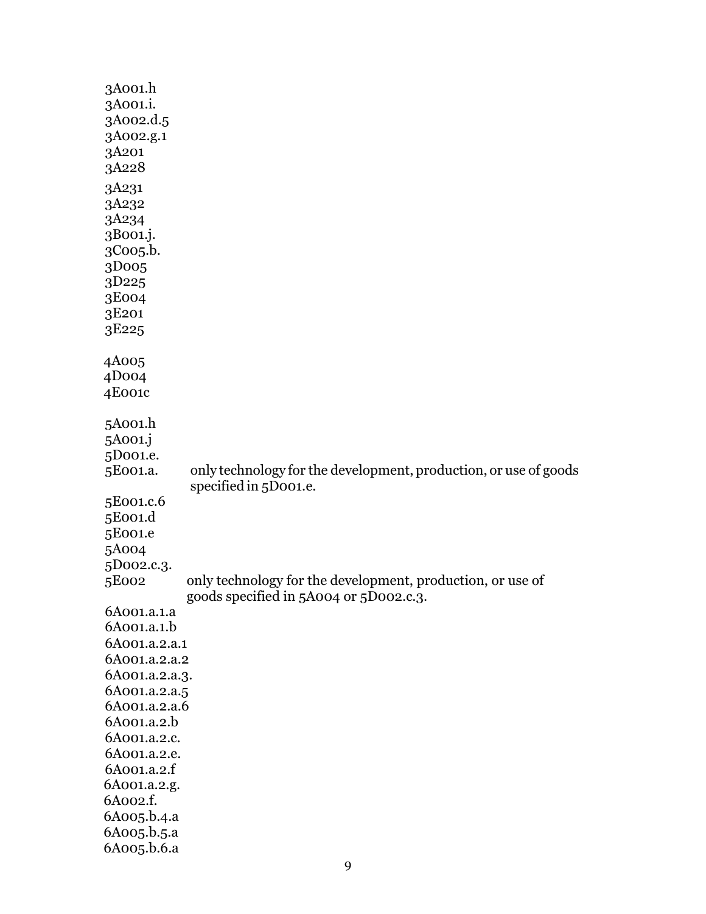3A001.h
3A001.i.
3A002.d.5
3A002.g.1
3A201
3A228
3A231
3A232
3A234
3B001.j.
3C005.b.
3D005
3D225
3E004
3E201
3E225

4A005
4D004
4E001c

5A001.h
5A001.j
5D001.e.

| | |
|---|---|
| 5E001.a. | only technology for the development, production, or use of goods specified in 5D001.e. |

5E001.c.6
5E001.d
5E001.e
5A004
5D002.c.3.

| | |
|---|---|
| 5E002 | only technology for the development, production, or use of goods specified in 5A004 or 5D002.c.3. |

6A001.a.1.a
6A001.a.1.b
6A001.a.2.a.1
6A001.a.2.a.2
6A001.a.2.a.3.
6A001.a.2.a.5
6A001.a.2.a.6
6A001.a.2.b
6A001.a.2.c.
6A001.a.2.e.
6A001.a.2.f
6A001.a.2.g.
6A002.f.
6A005.b.4.a
6A005.b.5.a
6A005.b.6.a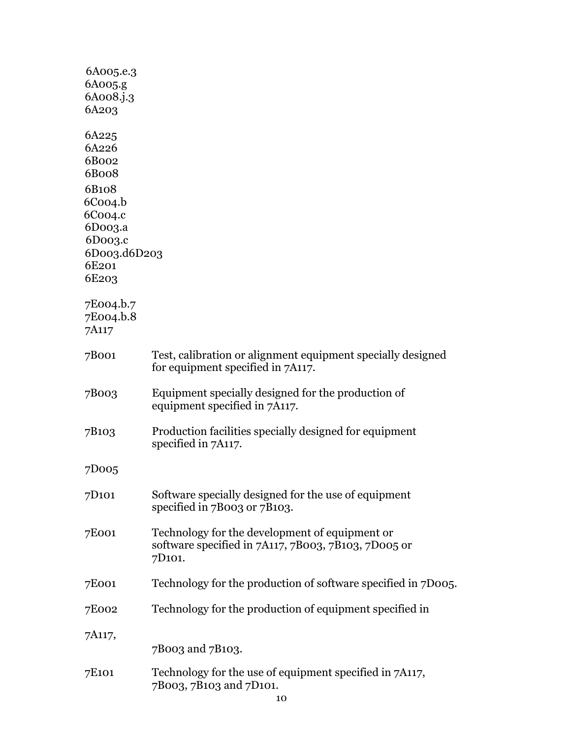6A005.e.3
6A005.g
6A008.j.3
6A203

6A225
6A226
6B002
6B008
6B108
6C004.b
6C004.c
6D003.a
6D003.c
6D003.d6D203
6E201
6E203

7E004.b.7
7E004.b.8
7A117

| | |
|---|---|
| 7B001 | Test, calibration or alignment equipment specially designed for equipment specified in 7A117. |
| 7B003 | Equipment specially designed for the production of equipment specified in 7A117. |
| 7B103 | Production facilities specially designed for equipment specified in 7A117. |
| 7D005 | |
| 7D101 | Software specially designed for the use of equipment specified in 7B003 or 7B103. |
| 7E001 | Technology for the development of equipment or software specified in 7A117, 7B003, 7B103, 7D005 or 7D101. |
| 7E001 | Technology for the production of software specified in 7D005. |
| 7E002 | Technology for the production of equipment specified in |
| 7A117, | 7B003 and 7B103. |
| 7E101 | Technology for the use of equipment specified in 7A117, 7B003, 7B103 and 7D101. |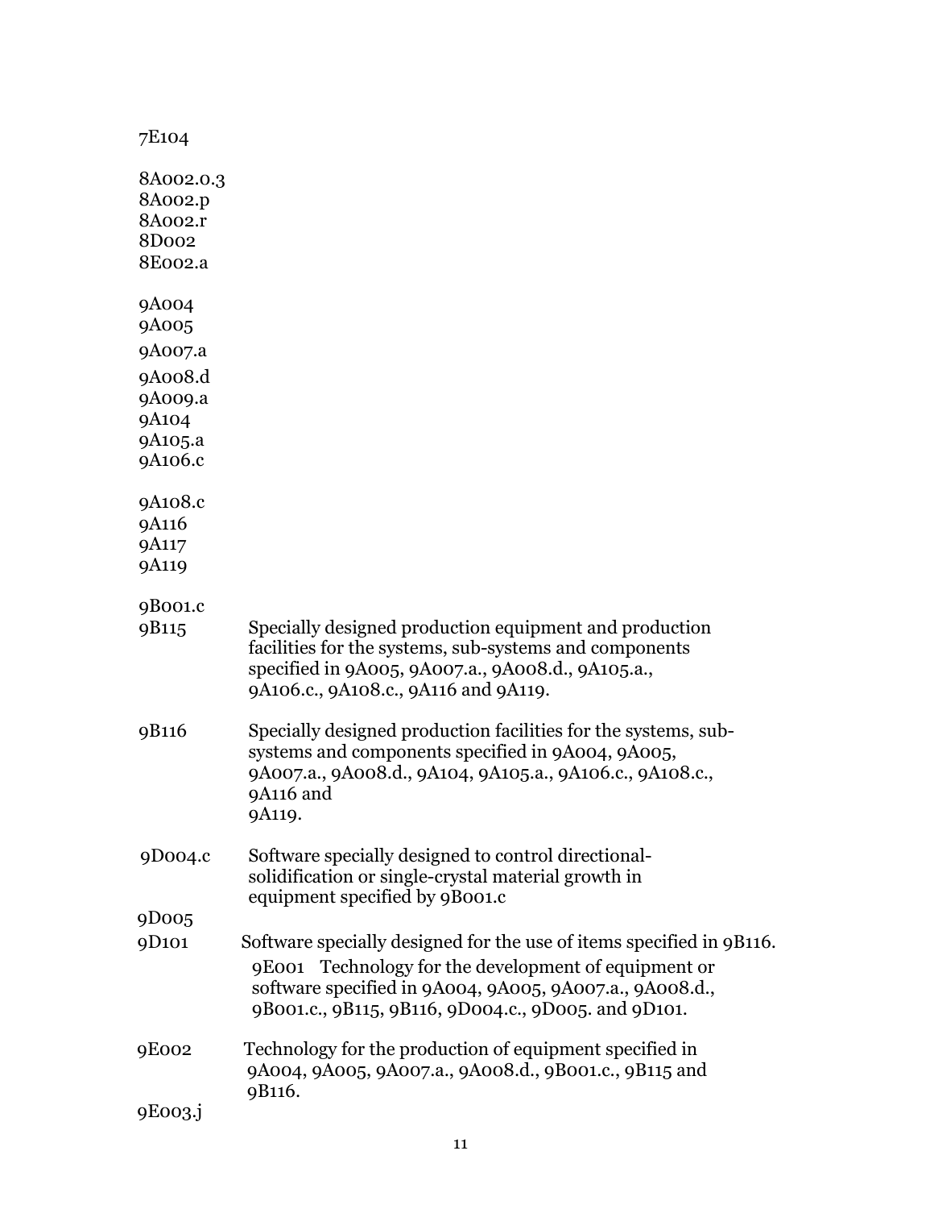7E104

8A002.o.3
8A002.p
8A002.r
8D002
8E002.a

9A004
9A005
9A007.a
9A008.d
9A009.a
9A104
9A105.a
9A106.c

9A108.c
9A116
9A117
9A119

9B001.c

9B115 Specially designed production equipment and production facilities for the systems, sub-systems and components specified in 9A005, 9A007.a., 9A008.d., 9A105.a., 9A106.c., 9A108.c., 9A116 and 9A119.

9B116 Specially designed production facilities for the systems, sub-systems and components specified in 9A004, 9A005, 9A007.a., 9A008.d., 9A104, 9A105.a., 9A106.c., 9A108.c., 9A116 and 9A119.

9D004.c Software specially designed to control directional-solidification or single-crystal material growth in equipment specified by 9B001.c

9D005

9D101 Software specially designed for the use of items specified in 9B116.

9E001 Technology for the development of equipment or software specified in 9A004, 9A005, 9A007.a., 9A008.d., 9B001.c., 9B115, 9B116, 9D004.c., 9D005. and 9D101.

9E002 Technology for the production of equipment specified in 9A004, 9A005, 9A007.a., 9A008.d., 9B001.c., 9B115 and 9B116.

9E003.j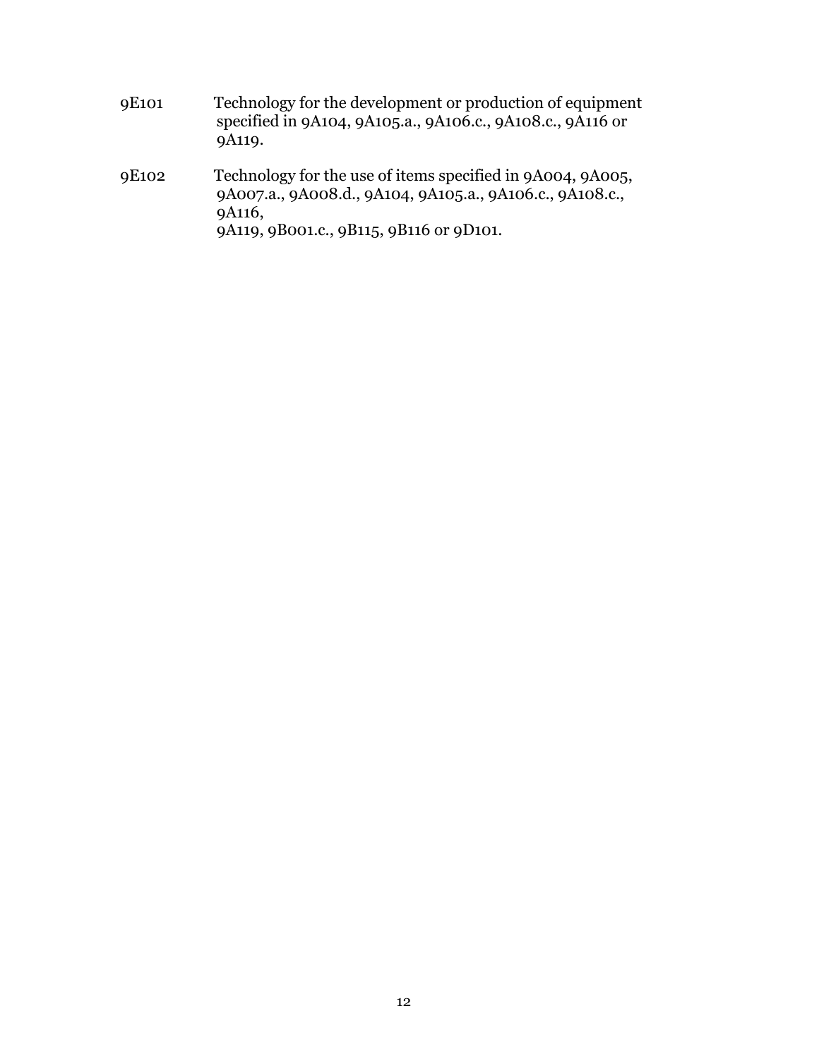9E101 Technology for the development or production of equipment specified in 9A104, 9A105.a., 9A106.c., 9A108.c., 9A116 or 9A119.

9E102 Technology for the use of items specified in 9A004, 9A005, 9A007.a., 9A008.d., 9A104, 9A105.a., 9A106.c., 9A108.c., 9A116, 9A119, 9B001.c., 9B115, 9B116 or 9D101.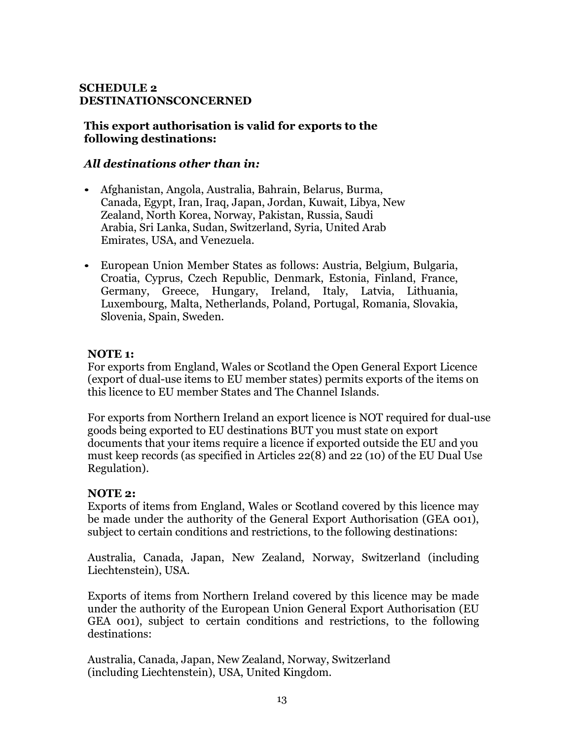**SCHEDULE 2**
**DESTINATIONSCONCERNED**

**This export authorisation is valid for exports to the following destinations:**

***All destinations other than in:***

- Afghanistan, Angola, Australia, Bahrain, Belarus, Burma, Canada, Egypt, Iran, Iraq, Japan, Jordan, Kuwait, Libya, New Zealand, North Korea, Norway, Pakistan, Russia, Saudi Arabia, Sri Lanka, Sudan, Switzerland, Syria, United Arab Emirates, USA, and Venezuela.
- European Union Member States as follows: Austria, Belgium, Bulgaria, Croatia, Cyprus, Czech Republic, Denmark, Estonia, Finland, France, Germany, Greece, Hungary, Ireland, Italy, Latvia, Lithuania, Luxembourg, Malta, Netherlands, Poland, Portugal, Romania, Slovakia, Slovenia, Spain, Sweden.

**NOTE 1:**
For exports from England, Wales or Scotland the Open General Export Licence (export of dual-use items to EU member states) permits exports of the items on this licence to EU member States and The Channel Islands.

For exports from Northern Ireland an export licence is NOT required for dual-use goods being exported to EU destinations BUT you must state on export documents that your items require a licence if exported outside the EU and you must keep records (as specified in Articles 22(8) and 22 (10) of the EU Dual Use Regulation).

**NOTE 2:**
Exports of items from England, Wales or Scotland covered by this licence may be made under the authority of the General Export Authorisation (GEA 001), subject to certain conditions and restrictions, to the following destinations:

Australia, Canada, Japan, New Zealand, Norway, Switzerland (including Liechtenstein), USA.

Exports of items from Northern Ireland covered by this licence may be made under the authority of the European Union General Export Authorisation (EU GEA 001), subject to certain conditions and restrictions, to the following destinations:

Australia, Canada, Japan, New Zealand, Norway, Switzerland (including Liechtenstein), USA, United Kingdom.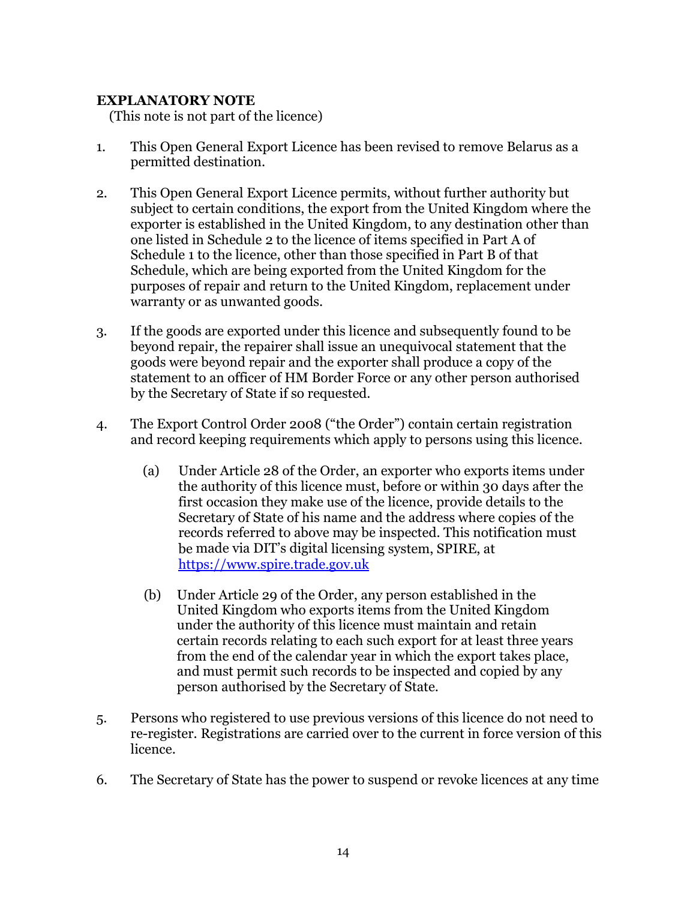**EXPLANATORY NOTE**
(This note is not part of the licence)

1. This Open General Export Licence has been revised to remove Belarus as a permitted destination.

2. This Open General Export Licence permits, without further authority but subject to certain conditions, the export from the United Kingdom where the exporter is established in the United Kingdom, to any destination other than one listed in Schedule 2 to the licence of items specified in Part A of Schedule 1 to the licence, other than those specified in Part B of that Schedule, which are being exported from the United Kingdom for the purposes of repair and return to the United Kingdom, replacement under warranty or as unwanted goods.

3. If the goods are exported under this licence and subsequently found to be beyond repair, the repairer shall issue an unequivocal statement that the goods were beyond repair and the exporter shall produce a copy of the statement to an officer of HM Border Force or any other person authorised by the Secretary of State if so requested.

4. The Export Control Order 2008 ("the Order") contain certain registration and record keeping requirements which apply to persons using this licence.

   (a) Under Article 28 of the Order, an exporter who exports items under the authority of this licence must, before or within 30 days after the first occasion they make use of the licence, provide details to the Secretary of State of his name and the address where copies of the records referred to above may be inspected. This notification must be made via DIT's digital licensing system, SPIRE, at https://www.spire.trade.gov.uk

   (b) Under Article 29 of the Order, any person established in the United Kingdom who exports items from the United Kingdom under the authority of this licence must maintain and retain certain records relating to each such export for at least three years from the end of the calendar year in which the export takes place, and must permit such records to be inspected and copied by any person authorised by the Secretary of State.

5. Persons who registered to use previous versions of this licence do not need to re-register. Registrations are carried over to the current in force version of this licence.

6. The Secretary of State has the power to suspend or revoke licences at any time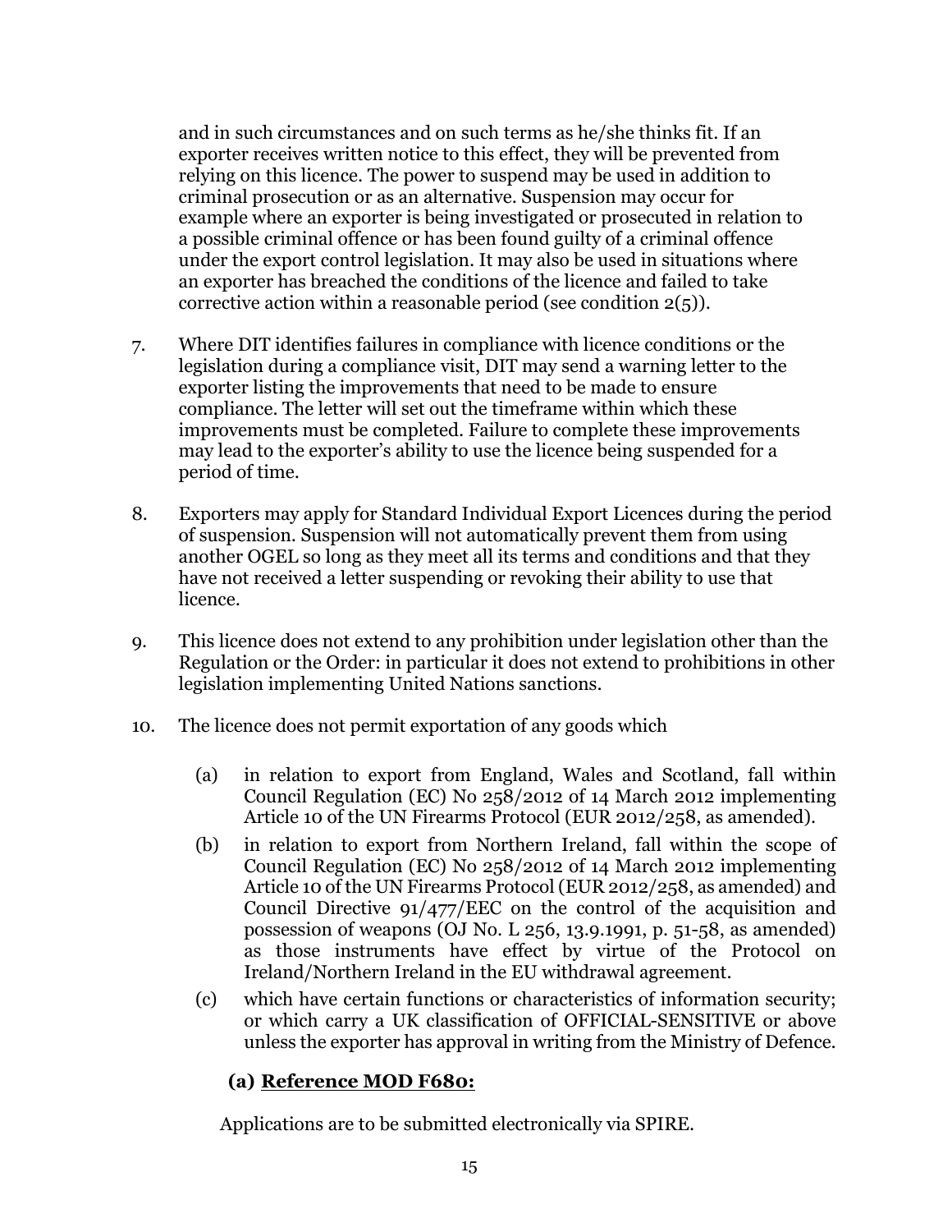and in such circumstances and on such terms as he/she thinks fit. If an exporter receives written notice to this effect, they will be prevented from relying on this licence. The power to suspend may be used in addition to criminal prosecution or as an alternative. Suspension may occur for example where an exporter is being investigated or prosecuted in relation to a possible criminal offence or has been found guilty of a criminal offence under the export control legislation. It may also be used in situations where an exporter has breached the conditions of the licence and failed to take corrective action within a reasonable period (see condition 2(5)).

7. Where DIT identifies failures in compliance with licence conditions or the legislation during a compliance visit, DIT may send a warning letter to the exporter listing the improvements that need to be made to ensure compliance. The letter will set out the timeframe within which these improvements must be completed. Failure to complete these improvements may lead to the exporter's ability to use the licence being suspended for a period of time.

8. Exporters may apply for Standard Individual Export Licences during the period of suspension. Suspension will not automatically prevent them from using another OGEL so long as they meet all its terms and conditions and that they have not received a letter suspending or revoking their ability to use that licence.

9. This licence does not extend to any prohibition under legislation other than the Regulation or the Order: in particular it does not extend to prohibitions in other legislation implementing United Nations sanctions.

10. The licence does not permit exportation of any goods which

    (a) in relation to export from England, Wales and Scotland, fall within Council Regulation (EC) No 258/2012 of 14 March 2012 implementing Article 10 of the UN Firearms Protocol (EUR 2012/258, as amended).

    (b) in relation to export from Northern Ireland, fall within the scope of Council Regulation (EC) No 258/2012 of 14 March 2012 implementing Article 10 of the UN Firearms Protocol (EUR 2012/258, as amended) and Council Directive 91/477/EEC on the control of the acquisition and possession of weapons (OJ No. L 256, 13.9.1991, p. 51-58, as amended) as those instruments have effect by virtue of the Protocol on Ireland/Northern Ireland in the EU withdrawal agreement.

    (c) which have certain functions or characteristics of information security; or which carry a UK classification of OFFICIAL-SENSITIVE or above unless the exporter has approval in writing from the Ministry of Defence.

**(a) <u>Reference MOD F680:</u>**

Applications are to be submitted electronically via SPIRE.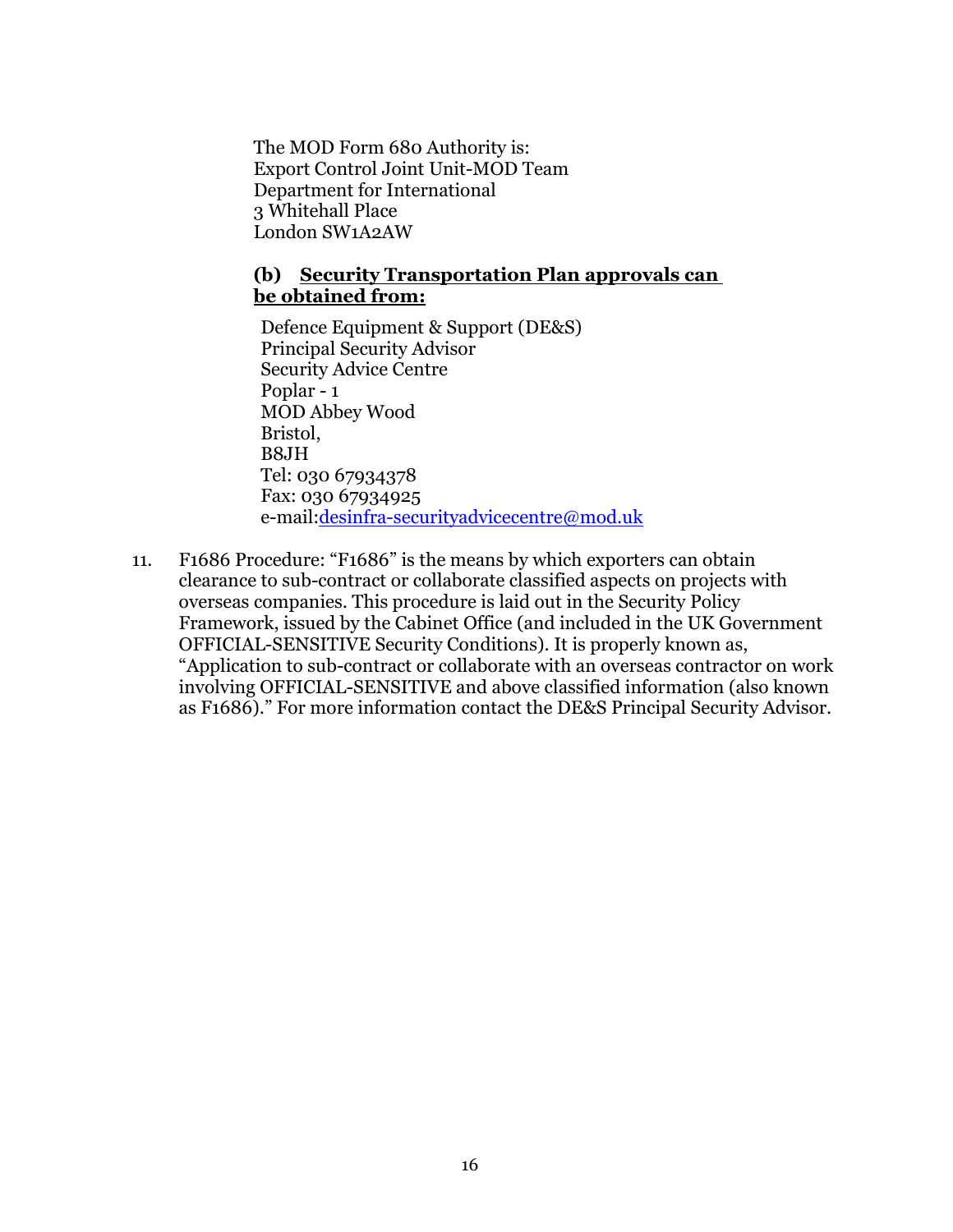The MOD Form 680 Authority is:
Export Control Joint Unit-MOD Team
Department for International
3 Whitehall Place
London SW1A2AW

**(b) <u>Security Transportation Plan approvals can be obtained from:</u>**

Defence Equipment & Support (DE&S)
Principal Security Advisor
Security Advice Centre
Poplar - 1
MOD Abbey Wood
Bristol,
B8JH
Tel: 030 67934378
Fax: 030 67934925
e-mail:desinfra-securityadvicecentre@mod.uk

11. F1686 Procedure: "F1686" is the means by which exporters can obtain clearance to sub-contract or collaborate classified aspects on projects with overseas companies. This procedure is laid out in the Security Policy Framework, issued by the Cabinet Office (and included in the UK Government OFFICIAL-SENSITIVE Security Conditions). It is properly known as, "Application to sub-contract or collaborate with an overseas contractor on work involving OFFICIAL-SENSITIVE and above classified information (also known as F1686)." For more information contact the DE&S Principal Security Advisor.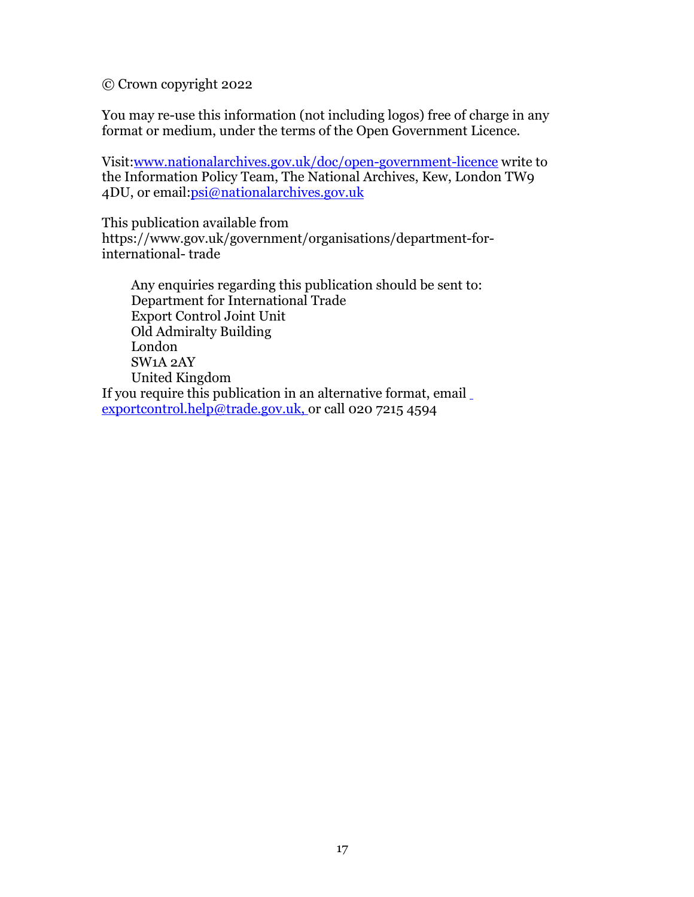© Crown copyright 2022

You may re-use this information (not including logos) free of charge in any format or medium, under the terms of the Open Government Licence.

Visit:[www.nationalarchives.gov.uk/doc/open-government-licence](http://www.nationalarchives.gov.uk/doc/open-government-licence) write to the Information Policy Team, The National Archives, Kew, London TW9 4DU, or email:[psi@nationalarchives.gov.uk](mailto:psi@nationalarchives.gov.uk)

This publication available from https://www.gov.uk/government/organisations/department-for-international- trade

Any enquiries regarding this publication should be sent to:
Department for International Trade
Export Control Joint Unit
Old Admiralty Building
London
SW1A 2AY
United Kingdom

If you require this publication in an alternative format, email [exportcontrol.help@trade.gov.uk](mailto:exportcontrol.help@trade.gov.uk), or call 020 7215 4594